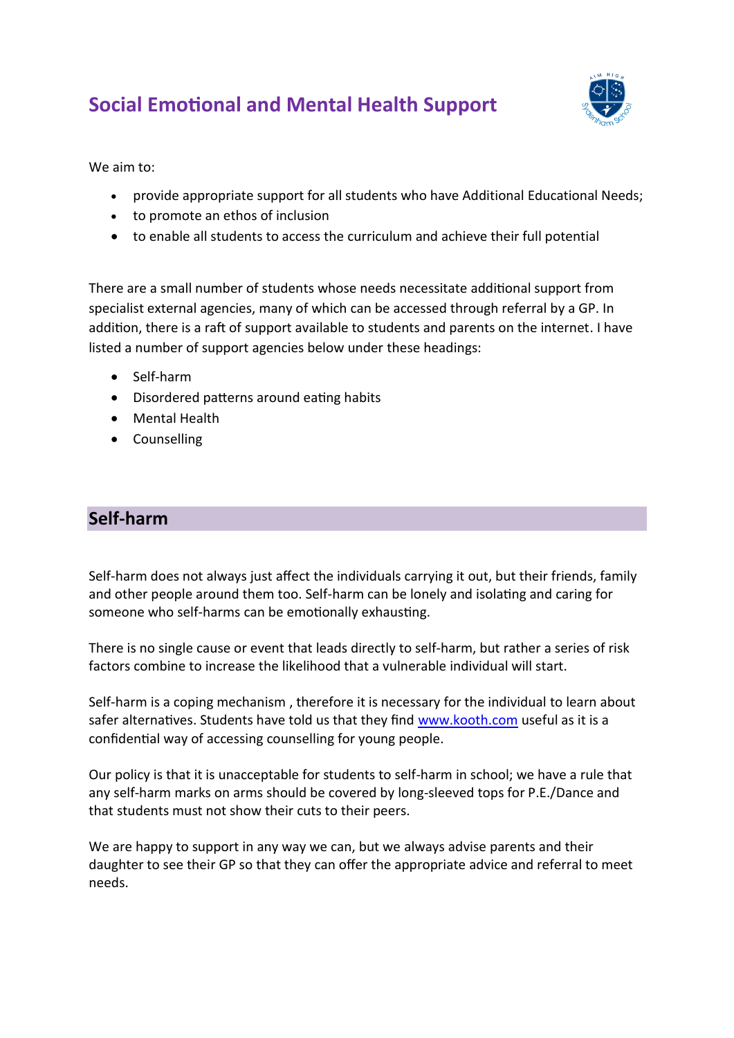# Social Emotional and Mental Health Support

We aim to:

- provide appropriate support for all students who have Additional Educational Needs;
- to promote an ethos of inclusion
- to enable all students to access the curriculum and achieve their full potential

There are a small number of students whose needs necessitate additional support from specialist external agencies, many of which can be accessed through referral by a GP. In addition, there is a raft of support available to students and parents on the internet. I have listed a number of support agencies below under these headings:

- Self-harm
- Disordered patterns around eating habits
- Mental Health
- Counselling

## Self-harm

Self-harm does not always just affect the individuals carrying it out, but their friends, family and other people around them too. Self-harm can be lonely and isolating and caring for someone who self-harms can be emotionally exhausting.

There is no single cause or event that leads directly to self-harm, but rather a series of risk factors combine to increase the likelihood that a vulnerable individual will start.

Self-harm is a coping mechanism , therefore it is necessary for the individual to learn about safer alternatives. Students have told us that they find [www.kooth.com](http://www.kooth.com) useful as it is a confidential way of accessing counselling for young people.

Our policy is that it is unacceptable for students to self-harm in school; we have a rule that any self-harm marks on arms should be covered by long-sleeved tops for P.E./Dance and that students must not show their cuts to their peers.

We are happy to support in any way we can, but we always advise parents and their daughter to see their GP so that they can offer the appropriate advice and referral to meet needs.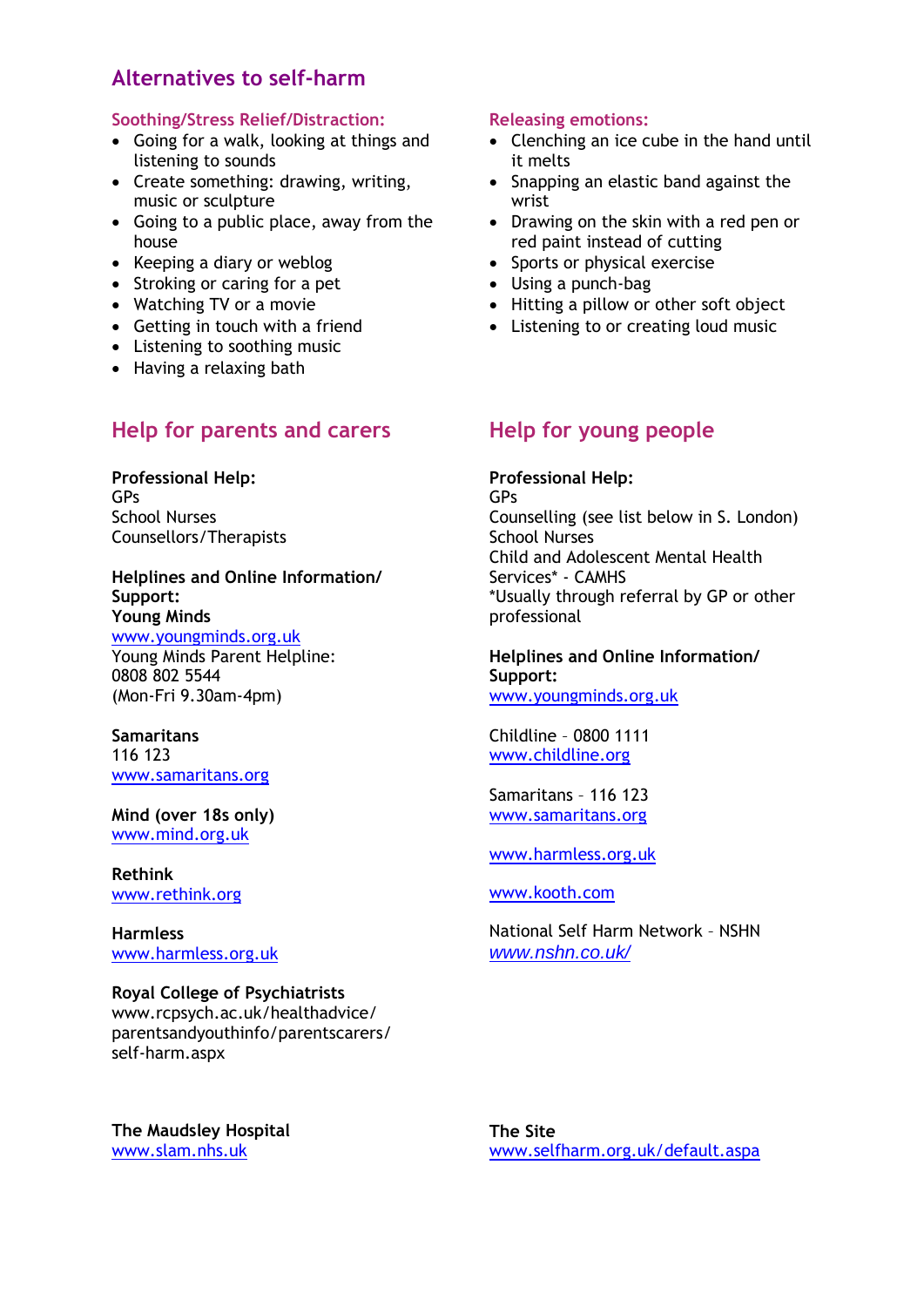## Alternatives to self-harm

### Soothing/Stress Relief/Distraction:

- Going for a walk, looking at things and listening to sounds
- Create something: drawing, writing, music or sculpture
- Going to a public place, away from the house
- Keeping a diary or weblog
- Stroking or caring for a pet
- Watching TV or a movie
- Getting in touch with a friend
- Listening to soothing music
- Having a relaxing bath

### Releasing emotions:

- Clenching an ice cube in the hand until it melts
- Snapping an elastic band against the wrist
- Drawing on the skin with a red pen or red paint instead of cutting
- Sports or physical exercise
- Using a punch-bag
- Hitting a pillow or other soft object
- Listening to or creating loud music

## Help for parents and carers

**Professional Help:**
GPs
School Nurses
Counsellors/Therapists

**Helplines and Online Information/ Support:**
**Young Minds**
www.youngminds.org.uk
Young Minds Parent Helpline:
0808 802 5544
(Mon-Fri 9.30am-4pm)

**Samaritans**
116 123
www.samaritans.org

**Mind (over 18s only)**
www.mind.org.uk

**Rethink**
www.rethink.org

**Harmless**
www.harmless.org.uk

**Royal College of Psychiatrists**
www.rcpsych.ac.uk/healthadvice/parentsandyouthinfo/parentscarers/self-harm.aspx

**The Maudsley Hospital**
www.slam.nhs.uk

## Help for young people

**Professional Help:**
GPs
Counselling (see list below in S. London)
School Nurses
Child and Adolescent Mental Health Services* - CAMHS
*Usually through referral by GP or other professional

**Helplines and Online Information/ Support:**
www.youngminds.org.uk

Childline – 0800 1111
www.childline.org

Samaritans – 116 123
www.samaritans.org

www.harmless.org.uk

www.kooth.com

National Self Harm Network – NSHN
*www.nshn.co.uk/*

**The Site**
www.selfharm.org.uk/default.aspa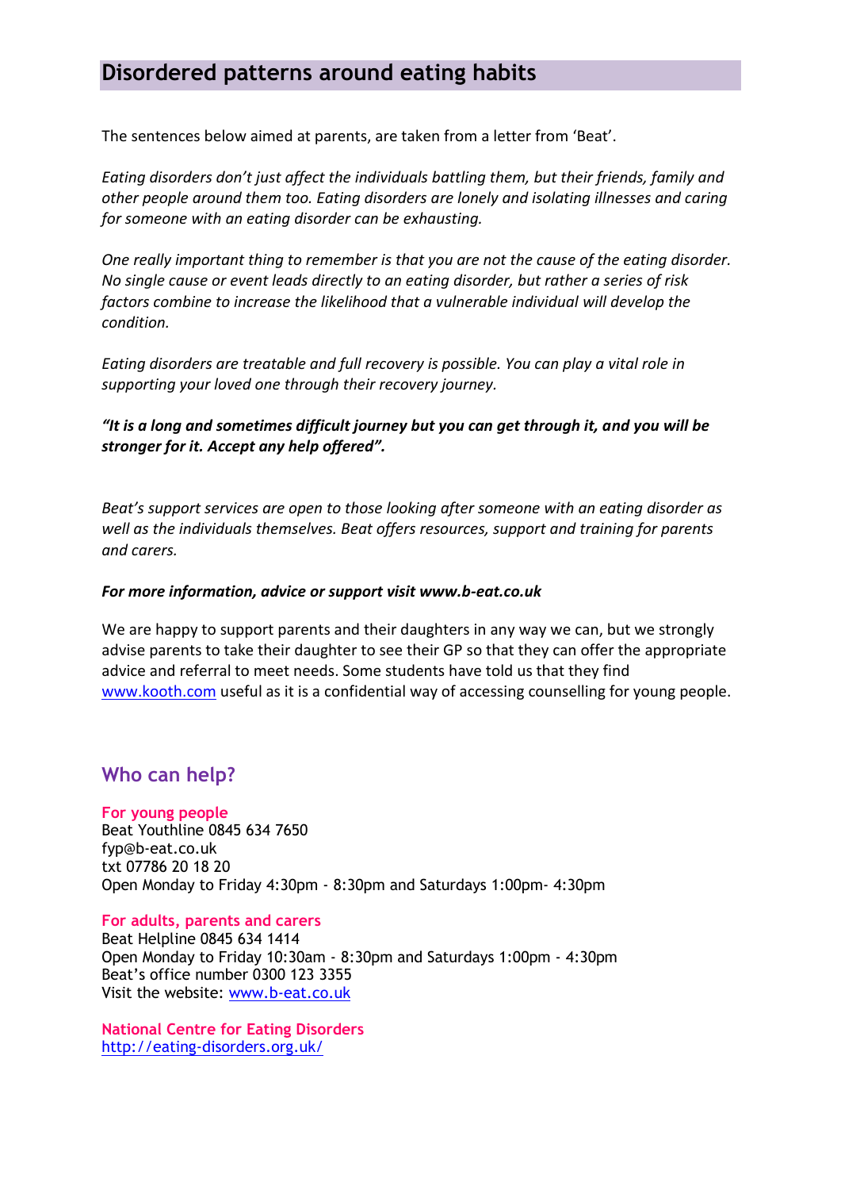## Disordered patterns around eating habits

The sentences below aimed at parents, are taken from a letter from 'Beat'.

*Eating disorders don't just affect the individuals battling them, but their friends, family and other people around them too. Eating disorders are lonely and isolating illnesses and caring for someone with an eating disorder can be exhausting.*

*One really important thing to remember is that you are not the cause of the eating disorder. No single cause or event leads directly to an eating disorder, but rather a series of risk factors combine to increase the likelihood that a vulnerable individual will develop the condition.*

*Eating disorders are treatable and full recovery is possible. You can play a vital role in supporting your loved one through their recovery journey.*

***"It is a long and sometimes difficult journey but you can get through it, and you will be stronger for it. Accept any help offered".***

*Beat's support services are open to those looking after someone with an eating disorder as well as the individuals themselves. Beat offers resources, support and training for parents and carers.*

***For more information, advice or support visit www.b-eat.co.uk***

We are happy to support parents and their daughters in any way we can, but we strongly advise parents to take their daughter to see their GP so that they can offer the appropriate advice and referral to meet needs. Some students have told us that they find [www.kooth.com](http://www.kooth.com) useful as it is a confidential way of accessing counselling for young people.

## Who can help?

**For young people**
Beat Youthline 0845 634 7650
fyp@b-eat.co.uk
txt 07786 20 18 20
Open Monday to Friday 4:30pm - 8:30pm and Saturdays 1:00pm- 4:30pm

**For adults, parents and carers**
Beat Helpline 0845 634 1414
Open Monday to Friday 10:30am - 8:30pm and Saturdays 1:00pm - 4:30pm
Beat's office number 0300 123 3355
Visit the website: [www.b-eat.co.uk](http://www.b-eat.co.uk)

**National Centre for Eating Disorders**
[http://eating-disorders.org.uk/](http://eating-disorders.org.uk/)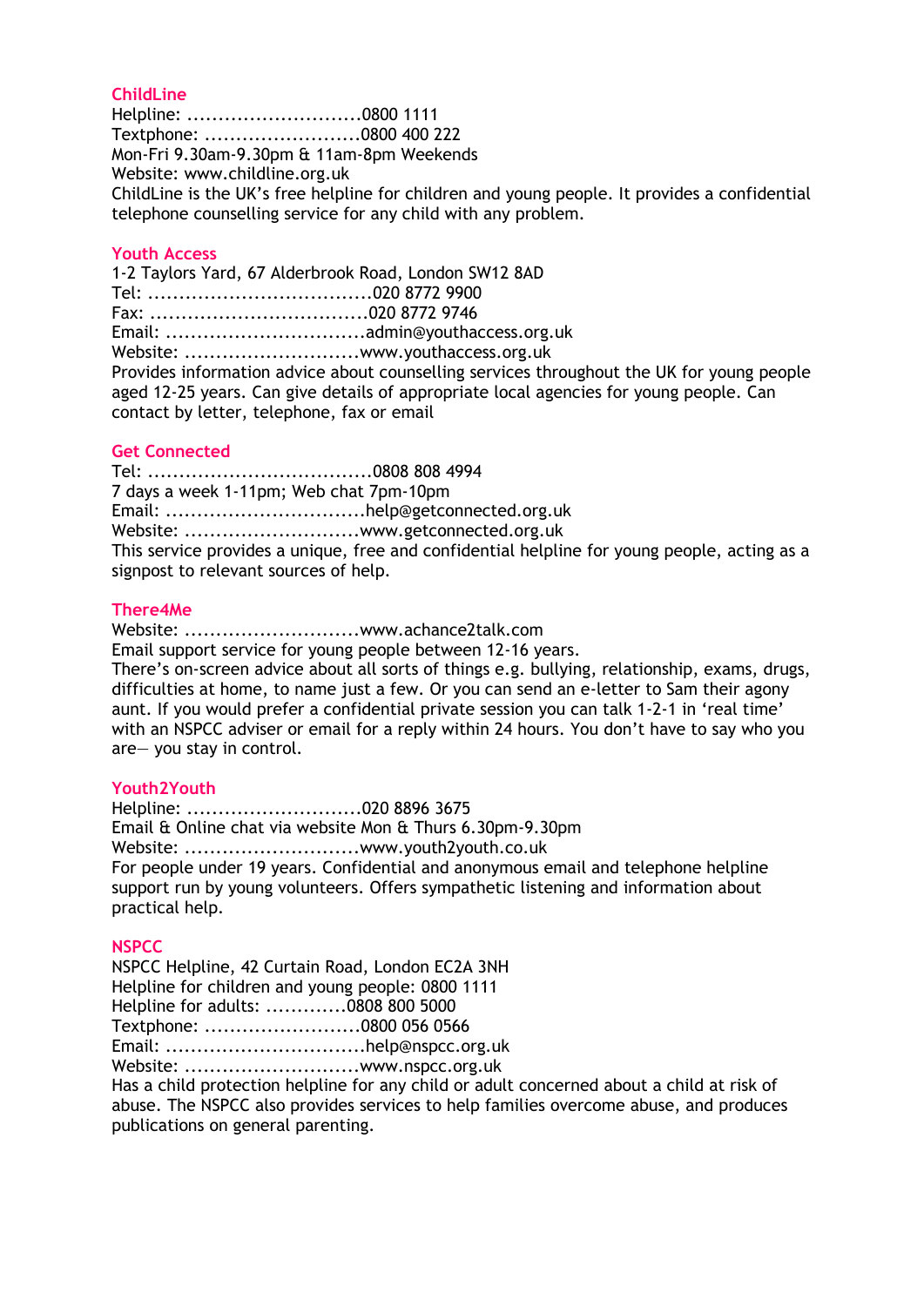## ChildLine

Helpline: ............................0800 1111
Textphone: .........................0800 400 222
Mon-Fri 9.30am-9.30pm & 11am-8pm Weekends
Website: www.childline.org.uk
ChildLine is the UK's free helpline for children and young people. It provides a confidential telephone counselling service for any child with any problem.

## Youth Access

1-2 Taylors Yard, 67 Alderbrook Road, London SW12 8AD
Tel: ....................................020 8772 9900
Fax: ...................................020 8772 9746
Email: ................................admin@youthaccess.org.uk
Website: ............................www.youthaccess.org.uk
Provides information advice about counselling services throughout the UK for young people aged 12-25 years. Can give details of appropriate local agencies for young people. Can contact by letter, telephone, fax or email

## Get Connected

Tel: ....................................0808 808 4994
7 days a week 1-11pm; Web chat 7pm-10pm
Email: ................................help@getconnected.org.uk
Website: ............................www.getconnected.org.uk
This service provides a unique, free and confidential helpline for young people, acting as a signpost to relevant sources of help.

## There4Me

Website: ............................www.achance2talk.com
Email support service for young people between 12-16 years.
There's on-screen advice about all sorts of things e.g. bullying, relationship, exams, drugs, difficulties at home, to name just a few. Or you can send an e-letter to Sam their agony aunt. If you would prefer a confidential private session you can talk 1-2-1 in 'real time' with an NSPCC adviser or email for a reply within 24 hours. You don't have to say who you are— you stay in control.

## Youth2Youth

Helpline: ............................020 8896 3675
Email & Online chat via website Mon & Thurs 6.30pm-9.30pm
Website: ............................www.youth2youth.co.uk
For people under 19 years. Confidential and anonymous email and telephone helpline support run by young volunteers. Offers sympathetic listening and information about practical help.

## NSPCC

NSPCC Helpline, 42 Curtain Road, London EC2A 3NH
Helpline for children and young people: 0800 1111
Helpline for adults: .............0808 800 5000
Textphone: .........................0800 056 0566
Email: ................................help@nspcc.org.uk
Website: ............................www.nspcc.org.uk
Has a child protection helpline for any child or adult concerned about a child at risk of abuse. The NSPCC also provides services to help families overcome abuse, and produces publications on general parenting.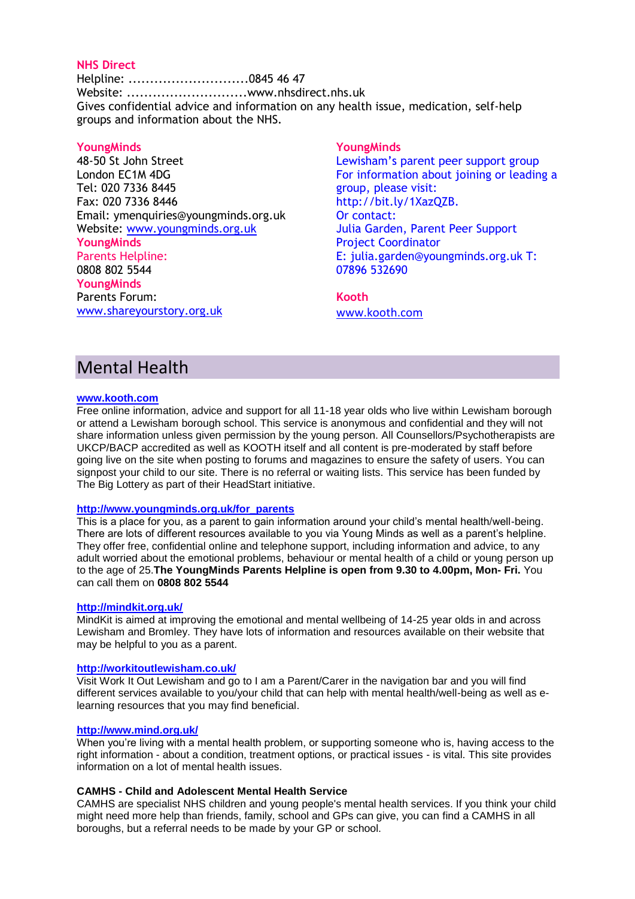**NHS Direct**

Helpline: ............................0845 46 47

Website: ............................www.nhsdirect.nhs.uk

Gives confidential advice and information on any health issue, medication, self-help groups and information about the NHS.

**YoungMinds**

48-50 St John Street
London EC1M 4DG
Tel: 020 7336 8445
Fax: 020 7336 8446
Email: ymenquiries@youngminds.org.uk
Website: www.youngminds.org.uk

**YoungMinds**

Parents Helpline:
0808 802 5544

**YoungMinds**

Parents Forum:
www.shareyourstory.org.uk

**YoungMinds**

Lewisham's parent peer support group
For information about joining or leading a group, please visit:
http://bit.ly/1XazQZB.
Or contact:
Julia Garden, Parent Peer Support Project Coordinator
E: julia.garden@youngminds.org.uk T: 07896 532690

**Kooth**

www.kooth.com

## Mental Health

**www.kooth.com**

Free online information, advice and support for all 11-18 year olds who live within Lewisham borough or attend a Lewisham borough school. This service is anonymous and confidential and they will not share information unless given permission by the young person. All Counsellors/Psychotherapists are UKCP/BACP accredited as well as KOOTH itself and all content is pre-moderated by staff before going live on the site when posting to forums and magazines to ensure the safety of users. You can signpost your child to our site. There is no referral or waiting lists. This service has been funded by The Big Lottery as part of their HeadStart initiative.

**http://www.youngminds.org.uk/for_parents**

This is a place for you, as a parent to gain information around your child's mental health/well-being. There are lots of different resources available to you via Young Minds as well as a parent's helpline. They offer free, confidential online and telephone support, including information and advice, to any adult worried about the emotional problems, behaviour or mental health of a child or young person up to the age of 25.**The YoungMinds Parents Helpline is open from 9.30 to 4.00pm, Mon- Fri.** You can call them on **0808 802 5544**

**http://mindkit.org.uk/**

MindKit is aimed at improving the emotional and mental wellbeing of 14-25 year olds in and across Lewisham and Bromley. They have lots of information and resources available on their website that may be helpful to you as a parent.

**http://workitoutlewisham.co.uk/**

Visit Work It Out Lewisham and go to I am a Parent/Carer in the navigation bar and you will find different services available to you/your child that can help with mental health/well-being as well as e-learning resources that you may find beneficial.

**http://www.mind.org.uk/**

When you're living with a mental health problem, or supporting someone who is, having access to the right information - about a condition, treatment options, or practical issues - is vital. This site provides information on a lot of mental health issues.

**CAMHS - Child and Adolescent Mental Health Service**

CAMHS are specialist NHS children and young people's mental health services. If you think your child might need more help than friends, family, school and GPs can give, you can find a CAMHS in all boroughs, but a referral needs to be made by your GP or school.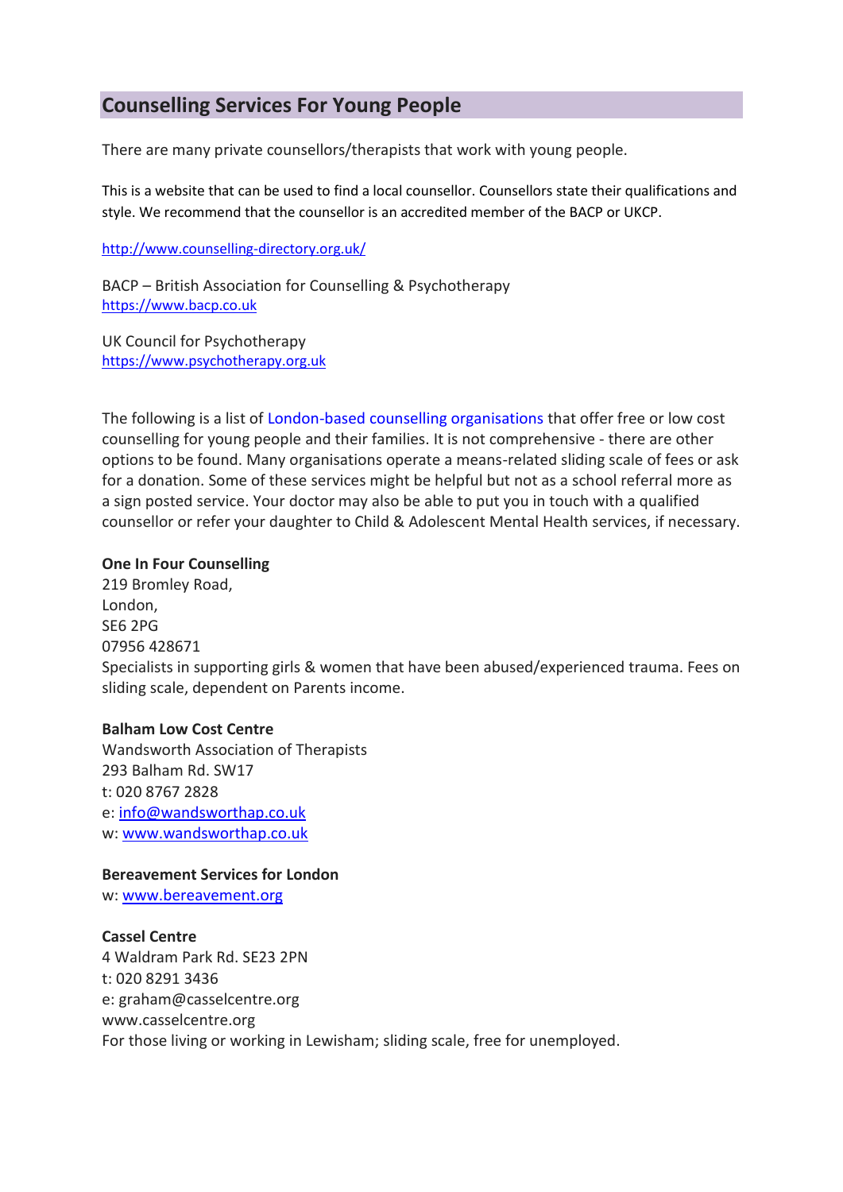## Counselling Services For Young People

There are many private counsellors/therapists that work with young people.

This is a website that can be used to find a local counsellor. Counsellors state their qualifications and style. We recommend that the counsellor is an accredited member of the BACP or UKCP.

http://www.counselling-directory.org.uk/

BACP – British Association for Counselling & Psychotherapy
https://www.bacp.co.uk

UK Council for Psychotherapy
https://www.psychotherapy.org.uk

The following is a list of London-based counselling organisations that offer free or low cost counselling for young people and their families. It is not comprehensive - there are other options to be found. Many organisations operate a means-related sliding scale of fees or ask for a donation. Some of these services might be helpful but not as a school referral more as a sign posted service. Your doctor may also be able to put you in touch with a qualified counsellor or refer your daughter to Child & Adolescent Mental Health services, if necessary.

**One In Four Counselling**
219 Bromley Road,
London,
SE6 2PG
07956 428671
Specialists in supporting girls & women that have been abused/experienced trauma. Fees on sliding scale, dependent on Parents income.

**Balham Low Cost Centre**
Wandsworth Association of Therapists
293 Balham Rd. SW17
t: 020 8767 2828
e: info@wandsworthap.co.uk
w: www.wandsworthap.co.uk

**Bereavement Services for London**
w: www.bereavement.org

**Cassel Centre**
4 Waldram Park Rd. SE23 2PN
t: 020 8291 3436
e: graham@casselcentre.org
www.casselcentre.org
For those living or working in Lewisham; sliding scale, free for unemployed.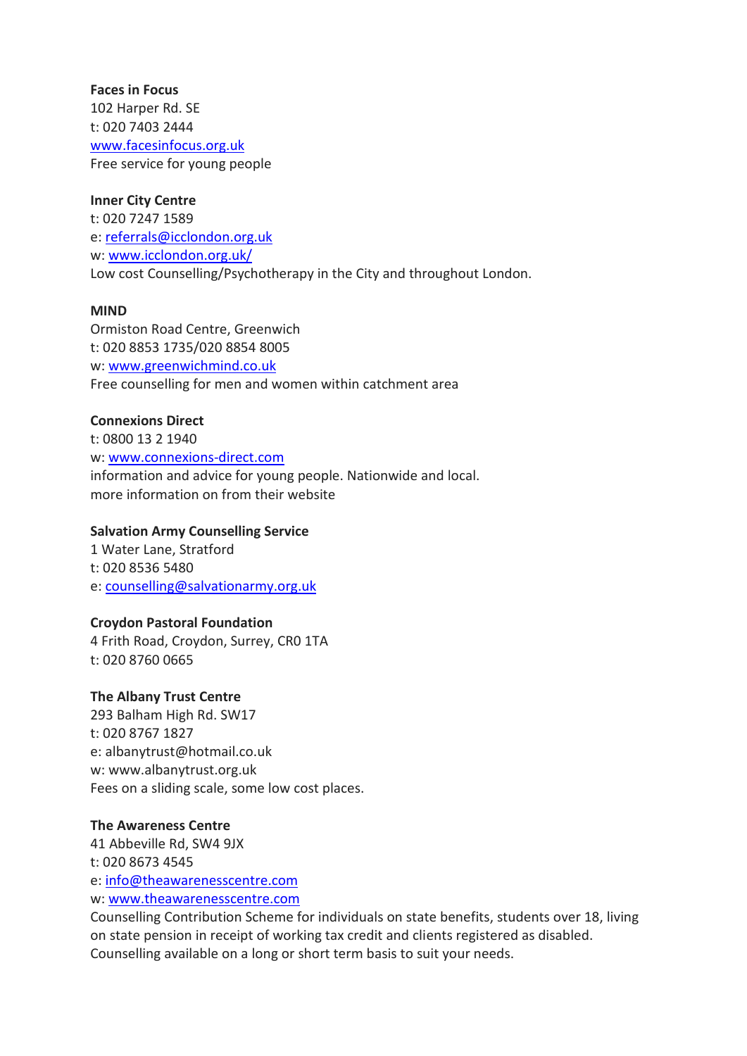**Faces in Focus**
102 Harper Rd. SE
t: 020 7403 2444
www.facesinfocus.org.uk
Free service for young people

**Inner City Centre**
t: 020 7247 1589
e: referrals@icclondon.org.uk
w: www.icclondon.org.uk/
Low cost Counselling/Psychotherapy in the City and throughout London.

**MIND**
Ormiston Road Centre, Greenwich
t: 020 8853 1735/020 8854 8005
w: www.greenwichmind.co.uk
Free counselling for men and women within catchment area

**Connexions Direct**
t: 0800 13 2 1940
w: www.connexions-direct.com
information and advice for young people. Nationwide and local.
more information on from their website

**Salvation Army Counselling Service**
1 Water Lane, Stratford
t: 020 8536 5480
e: counselling@salvationarmy.org.uk

**Croydon Pastoral Foundation**
4 Frith Road, Croydon, Surrey, CR0 1TA
t: 020 8760 0665

**The Albany Trust Centre**
293 Balham High Rd. SW17
t: 020 8767 1827
e: albanytrust@hotmail.co.uk
w: www.albanytrust.org.uk
Fees on a sliding scale, some low cost places.

**The Awareness Centre**
41 Abbeville Rd, SW4 9JX
t: 020 8673 4545
e: info@theawarenesscentre.com
w: www.theawarenesscentre.com
Counselling Contribution Scheme for individuals on state benefits, students over 18, living on state pension in receipt of working tax credit and clients registered as disabled. Counselling available on a long or short term basis to suit your needs.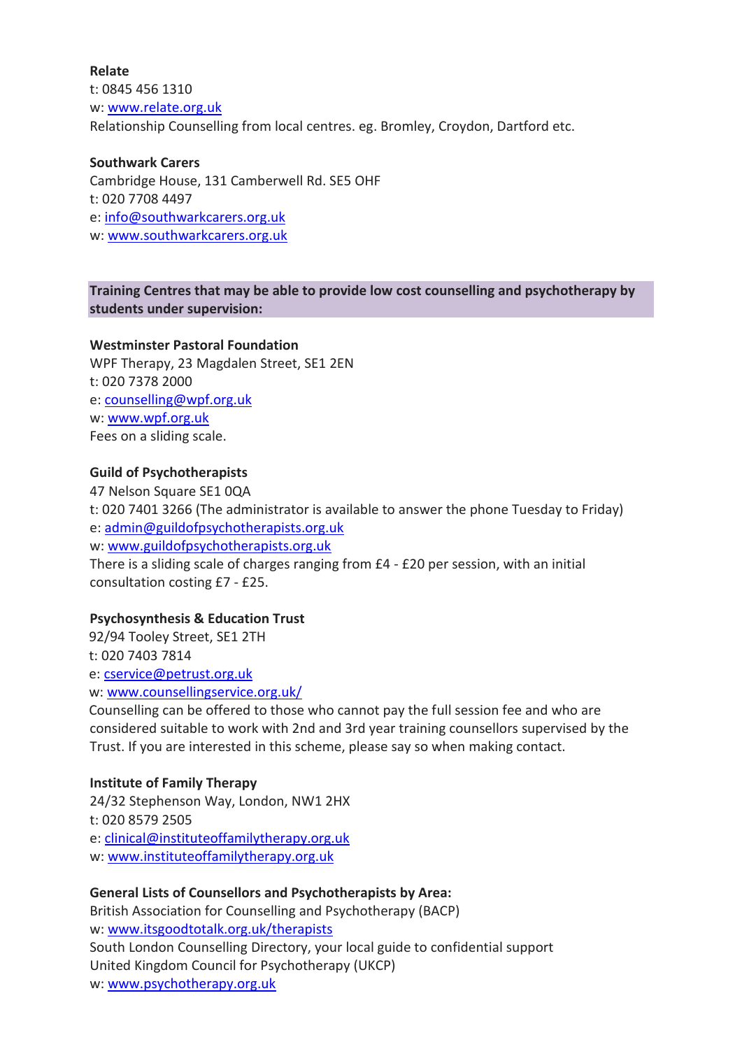**Relate**
t: 0845 456 1310
w: www.relate.org.uk
Relationship Counselling from local centres. eg. Bromley, Croydon, Dartford etc.

**Southwark Carers**
Cambridge House, 131 Camberwell Rd. SE5 OHF
t: 020 7708 4497
e: info@southwarkcarers.org.uk
w: www.southwarkcarers.org.uk

**Training Centres that may be able to provide low cost counselling and psychotherapy by students under supervision:**

**Westminster Pastoral Foundation**
WPF Therapy, 23 Magdalen Street, SE1 2EN
t: 020 7378 2000
e: counselling@wpf.org.uk
w: www.wpf.org.uk
Fees on a sliding scale.

**Guild of Psychotherapists**
47 Nelson Square SE1 0QA
t: 020 7401 3266 (The administrator is available to answer the phone Tuesday to Friday)
e: admin@guildofpsychotherapists.org.uk
w: www.guildofpsychotherapists.org.uk
There is a sliding scale of charges ranging from £4 - £20 per session, with an initial consultation costing £7 - £25.

**Psychosynthesis & Education Trust**
92/94 Tooley Street, SE1 2TH
t: 020 7403 7814
e: cservice@petrust.org.uk
w: www.counsellingservice.org.uk/
Counselling can be offered to those who cannot pay the full session fee and who are considered suitable to work with 2nd and 3rd year training counsellors supervised by the Trust. If you are interested in this scheme, please say so when making contact.

**Institute of Family Therapy**
24/32 Stephenson Way, London, NW1 2HX
t: 020 8579 2505
e: clinical@instituteoffamilytherapy.org.uk
w: www.instituteoffamilytherapy.org.uk

**General Lists of Counsellors and Psychotherapists by Area:**
British Association for Counselling and Psychotherapy (BACP)
w: www.itsgoodtotalk.org.uk/therapists
South London Counselling Directory, your local guide to confidential support
United Kingdom Council for Psychotherapy (UKCP)
w: www.psychotherapy.org.uk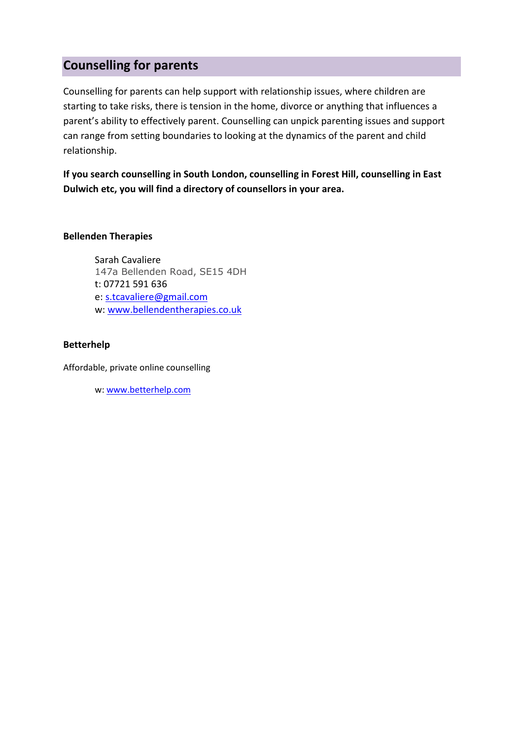## Counselling for parents

Counselling for parents can help support with relationship issues, where children are starting to take risks, there is tension in the home, divorce or anything that influences a parent's ability to effectively parent. Counselling can unpick parenting issues and support can range from setting boundaries to looking at the dynamics of the parent and child relationship.

**If you search counselling in South London, counselling in Forest Hill, counselling in East Dulwich etc, you will find a directory of counsellors in your area.**

**Bellenden Therapies**

Sarah Cavaliere
147a Bellenden Road, SE15 4DH
t: 07721 591 636
e: s.tcavaliere@gmail.com
w: www.bellendentherapies.co.uk

**Betterhelp**

Affordable, private online counselling

w: www.betterhelp.com